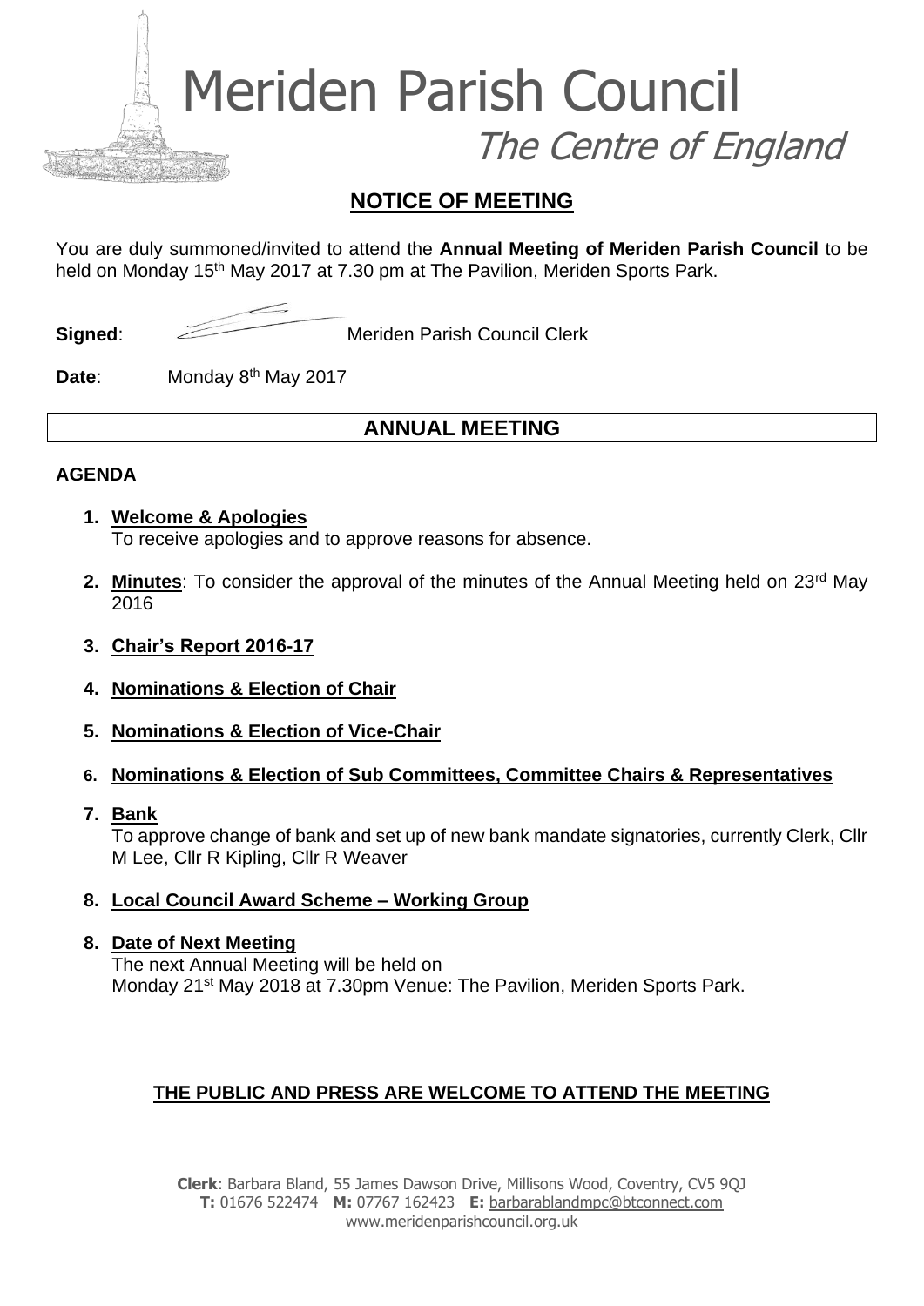# Meriden Parish Council

*The Centre of England*

## NOTICE OF MEETING

You are duly summoned/invited to attend the **Annual Meeting of Meriden Parish Council** to be held on Monday 15th May 2017 at 7.30 pm at The Pavilion, Meriden Sports Park.

**Signed**: Meriden Parish Council Clerk

**Date**: Monday 8th May 2017

## ANNUAL MEETING

**AGENDA**

1. **Welcome & Apologies**
   To receive apologies and to approve reasons for absence.

2. **Minutes**: To consider the approval of the minutes of the Annual Meeting held on 23rd May 2016

3. **Chair's Report 2016-17**

4. **Nominations & Election of Chair**

5. **Nominations & Election of Vice-Chair**

6. **Nominations & Election of Sub Committees, Committee Chairs & Representatives**

7. **Bank**
   To approve change of bank and set up of new bank mandate signatories, currently Clerk, Cllr M Lee, Cllr R Kipling, Cllr R Weaver

8. **Local Council Award Scheme – Working Group**

8. **Date of Next Meeting**
   The next Annual Meeting will be held on
   Monday 21st May 2018 at 7.30pm Venue: The Pavilion, Meriden Sports Park.

**THE PUBLIC AND PRESS ARE WELCOME TO ATTEND THE MEETING**

**Clerk**: Barbara Bland, 55 James Dawson Drive, Millisons Wood, Coventry, CV5 9QJ
**T:** 01676 522474 **M:** 07767 162423 **E:** barbarablandmpc@btconnect.com
www.meridenparishcouncil.org.uk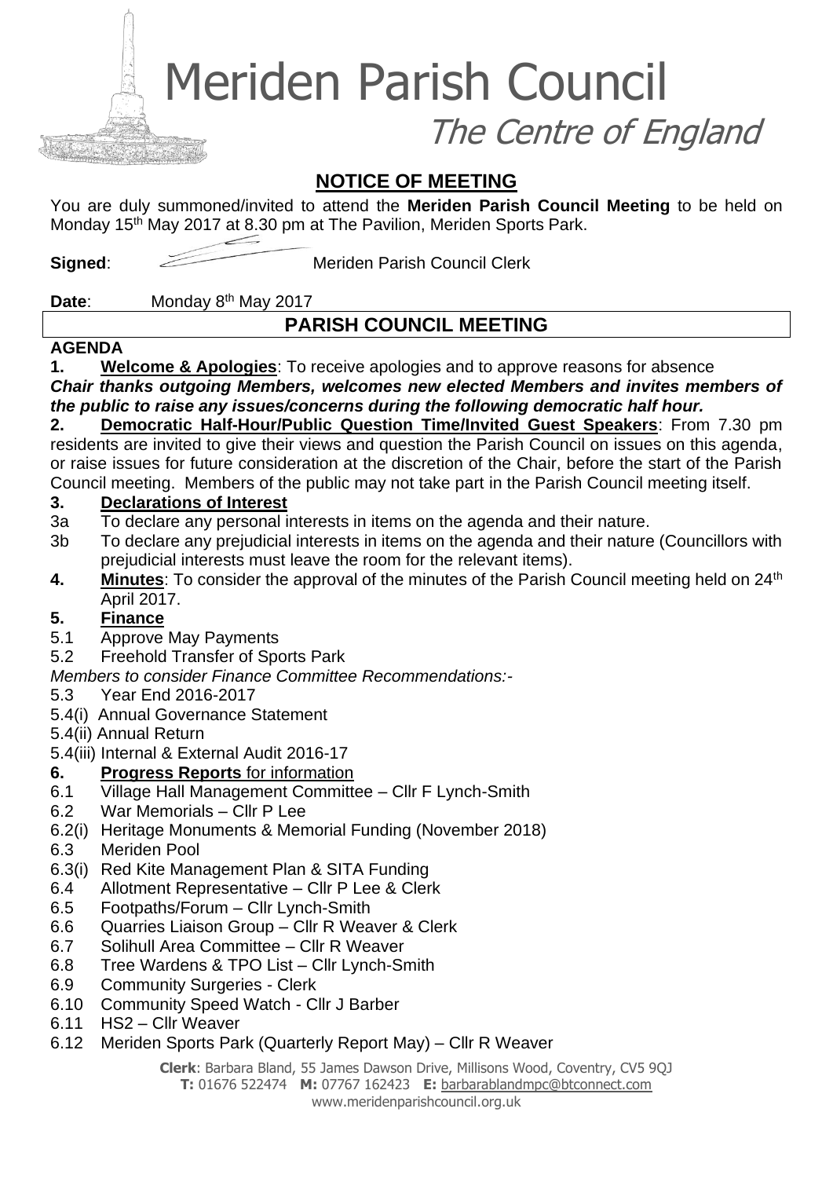# Meriden Parish Council

## The Centre of England

### NOTICE OF MEETING

You are duly summoned/invited to attend the **Meriden Parish Council Meeting** to be held on Monday 15th May 2017 at 8.30 pm at The Pavilion, Meriden Sports Park.

**Signed**: Meriden Parish Council Clerk

**Date**: Monday 8th May 2017

### PARISH COUNCIL MEETING

**AGENDA**

**1. Welcome & Apologies**: To receive apologies and to approve reasons for absence

***Chair thanks outgoing Members, welcomes new elected Members and invites members of the public to raise any issues/concerns during the following democratic half hour.***

**2. Democratic Half-Hour/Public Question Time/Invited Guest Speakers**: From 7.30 pm residents are invited to give their views and question the Parish Council on issues on this agenda, or raise issues for future consideration at the discretion of the Chair, before the start of the Parish Council meeting. Members of the public may not take part in the Parish Council meeting itself.

**3. Declarations of Interest**

3a To declare any personal interests in items on the agenda and their nature.

3b To declare any prejudicial interests in items on the agenda and their nature (Councillors with prejudicial interests must leave the room for the relevant items).

**4. Minutes**: To consider the approval of the minutes of the Parish Council meeting held on 24th April 2017.

**5. Finance**

5.1 Approve May Payments

5.2 Freehold Transfer of Sports Park

*Members to consider Finance Committee Recommendations:-*

5.3 Year End 2016-2017

5.4(i) Annual Governance Statement

5.4(ii) Annual Return

5.4(iii) Internal & External Audit 2016-17

**6. Progress Reports** for information

6.1 Village Hall Management Committee – Cllr F Lynch-Smith

6.2 War Memorials – Cllr P Lee

6.2(i) Heritage Monuments & Memorial Funding (November 2018)

6.3 Meriden Pool

6.3(i) Red Kite Management Plan & SITA Funding

6.4 Allotment Representative – Cllr P Lee & Clerk

6.5 Footpaths/Forum – Cllr Lynch-Smith

6.6 Quarries Liaison Group – Cllr R Weaver & Clerk

6.7 Solihull Area Committee – Cllr R Weaver

6.8 Tree Wardens & TPO List – Cllr Lynch-Smith

6.9 Community Surgeries - Clerk

6.10 Community Speed Watch - Cllr J Barber

6.11 HS2 – Cllr Weaver

6.12 Meriden Sports Park (Quarterly Report May) – Cllr R Weaver

**Clerk**: Barbara Bland, 55 James Dawson Drive, Millisons Wood, Coventry, CV5 9QJ
**T:** 01676 522474 **M:** 07767 162423 **E:** barbarablandmpc@btconnect.com
www.meridenparishcouncil.org.uk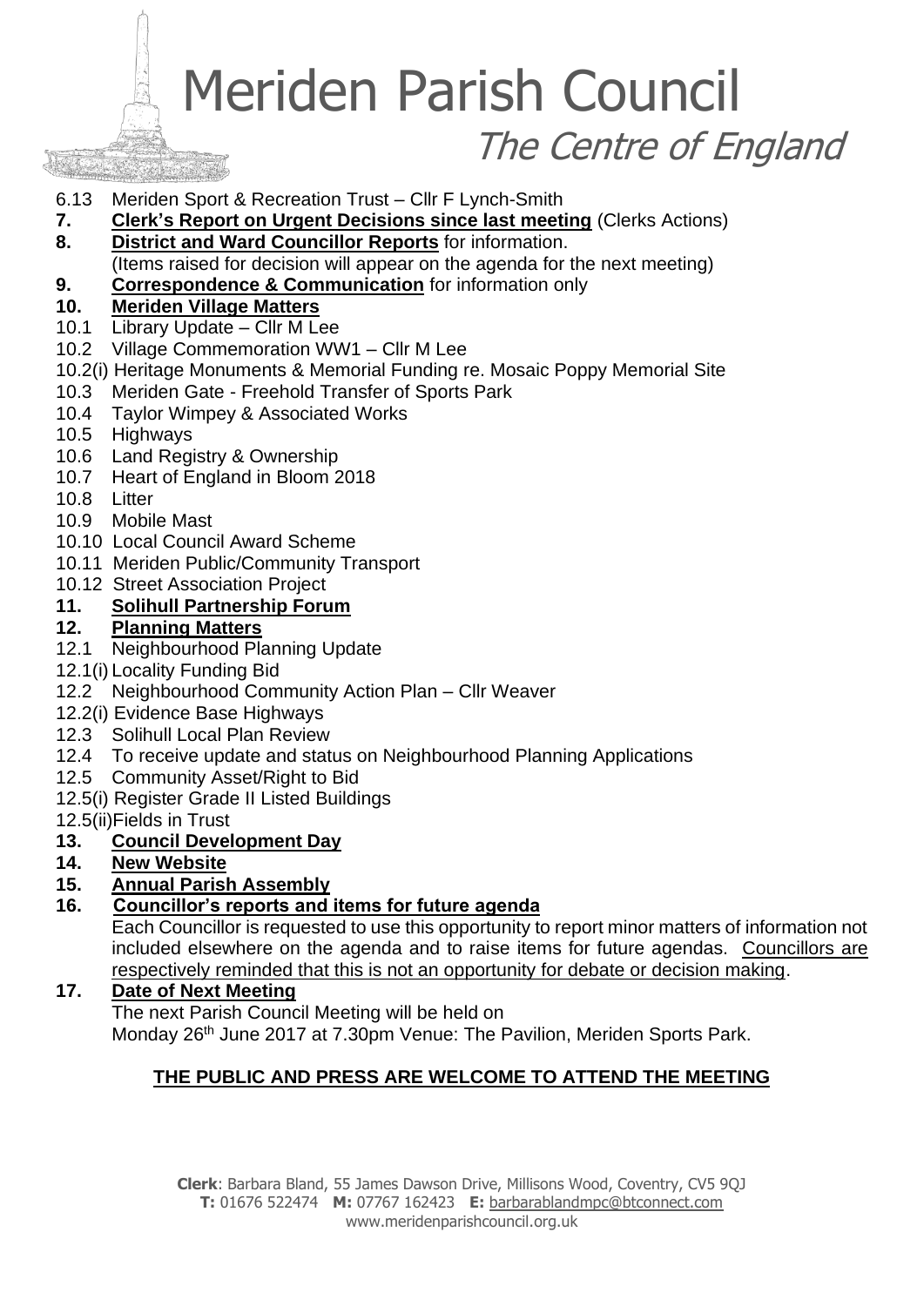# Meriden Parish Council

## The Centre of England

6.13 Meriden Sport & Recreation Trust – Cllr F Lynch-Smith

**7. Clerk's Report on Urgent Decisions since last meeting** (Clerks Actions)

**8. District and Ward Councillor Reports** for information.
(Items raised for decision will appear on the agenda for the next meeting)

**9. Correspondence & Communication** for information only

**10. Meriden Village Matters**

10.1 Library Update – Cllr M Lee
10.2 Village Commemoration WW1 – Cllr M Lee
10.2(i) Heritage Monuments & Memorial Funding re. Mosaic Poppy Memorial Site
10.3 Meriden Gate - Freehold Transfer of Sports Park
10.4 Taylor Wimpey & Associated Works
10.5 Highways
10.6 Land Registry & Ownership
10.7 Heart of England in Bloom 2018
10.8 Litter
10.9 Mobile Mast
10.10 Local Council Award Scheme
10.11 Meriden Public/Community Transport
10.12 Street Association Project

**11. Solihull Partnership Forum**

**12. Planning Matters**

12.1 Neighbourhood Planning Update
12.1(i) Locality Funding Bid
12.2 Neighbourhood Community Action Plan – Cllr Weaver
12.2(i) Evidence Base Highways
12.3 Solihull Local Plan Review
12.4 To receive update and status on Neighbourhood Planning Applications
12.5 Community Asset/Right to Bid
12.5(i) Register Grade II Listed Buildings
12.5(ii) Fields in Trust

**13. Council Development Day**

**14. New Website**

**15. Annual Parish Assembly**

**16. Councillor's reports and items for future agenda**

Each Councillor is requested to use this opportunity to report minor matters of information not included elsewhere on the agenda and to raise items for future agendas. Councillors are respectively reminded that this is not an opportunity for debate or decision making.

**17. Date of Next Meeting**

The next Parish Council Meeting will be held on
Monday 26th June 2017 at 7.30pm Venue: The Pavilion, Meriden Sports Park.

**THE PUBLIC AND PRESS ARE WELCOME TO ATTEND THE MEETING**

**Clerk**: Barbara Bland, 55 James Dawson Drive, Millisons Wood, Coventry, CV5 9QJ
**T:** 01676 522474 **M:** 07767 162423 **E:** barbarablandmpc@btconnect.com
www.meridenparishcouncil.org.uk